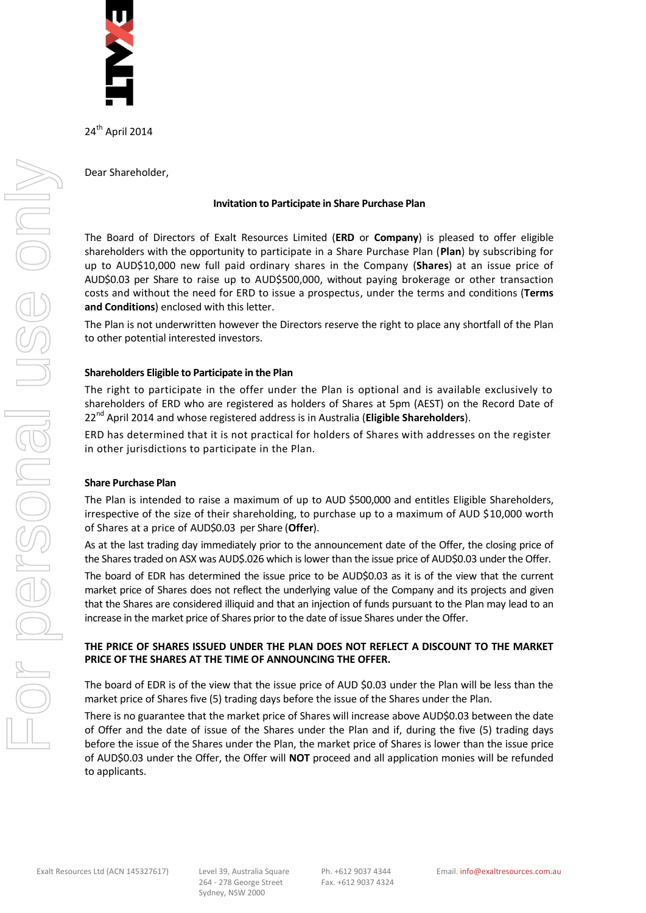24th April 2014

Dear Shareholder,

**Invitation to Participate in Share Purchase Plan**

The Board of Directors of Exalt Resources Limited (**ERD** or **Company**) is pleased to offer eligible shareholders with the opportunity to participate in a Share Purchase Plan (**Plan**) by subscribing for up to AUD$10,000 new full paid ordinary shares in the Company (**Shares**) at an issue price of AUD$0.03 per Share to raise up to AUD$500,000, without paying brokerage or other transaction costs and without the need for ERD to issue a prospectus, under the terms and conditions (**Terms and Conditions**) enclosed with this letter.

The Plan is not underwritten however the Directors reserve the right to place any shortfall of the Plan to other potential interested investors.

**Shareholders Eligible to Participate in the Plan**

The right to participate in the offer under the Plan is optional and is available exclusively to shareholders of ERD who are registered as holders of Shares at 5pm (AEST) on the Record Date of 22nd April 2014 and whose registered address is in Australia (**Eligible Shareholders**).

ERD has determined that it is not practical for holders of Shares with addresses on the register in other jurisdictions to participate in the Plan.

**Share Purchase Plan**

The Plan is intended to raise a maximum of up to AUD $500,000 and entitles Eligible Shareholders, irrespective of the size of their shareholding, to purchase up to a maximum of AUD $10,000 worth of Shares at a price of AUD$0.03 per Share (**Offer**).

As at the last trading day immediately prior to the announcement date of the Offer, the closing price of the Shares traded on ASX was AUD$.026 which is lower than the issue price of AUD$0.03 under the Offer.

The board of EDR has determined the issue price to be AUD$0.03 as it is of the view that the current market price of Shares does not reflect the underlying value of the Company and its projects and given that the Shares are considered illiquid and that an injection of funds pursuant to the Plan may lead to an increase in the market price of Shares prior to the date of issue Shares under the Offer.

**THE PRICE OF SHARES ISSUED UNDER THE PLAN DOES NOT REFLECT A DISCOUNT TO THE MARKET PRICE OF THE SHARES AT THE TIME OF ANNOUNCING THE OFFER.**

The board of EDR is of the view that the issue price of AUD $0.03 under the Plan will be less than the market price of Shares five (5) trading days before the issue of the Shares under the Plan.

There is no guarantee that the market price of Shares will increase above AUD$0.03 between the date of Offer and the date of issue of the Shares under the Plan and if, during the five (5) trading days before the issue of the Shares under the Plan, the market price of Shares is lower than the issue price of AUD$0.03 under the Offer, the Offer will **NOT** proceed and all application monies will be refunded to applicants.

Exalt Resources Ltd (ACN 145327617) Level 39, Australia Square 264 - 278 George Street Sydney, NSW 2000 Ph. +612 9037 4344 Fax. +612 9037 4324 Email. info@exaltresources.com.au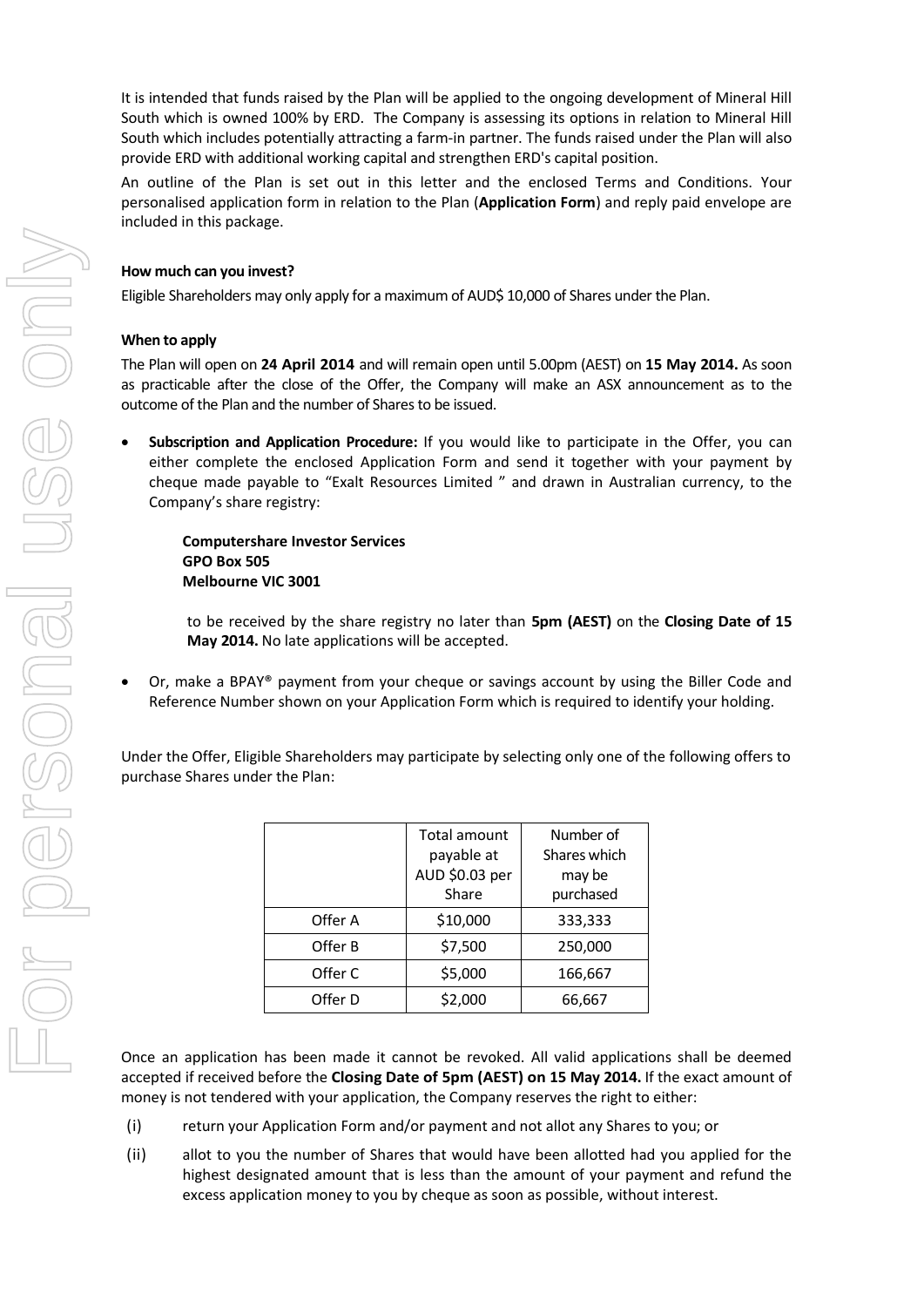It is intended that funds raised by the Plan will be applied to the ongoing development of Mineral Hill South which is owned 100% by ERD. The Company is assessing its options in relation to Mineral Hill South which includes potentially attracting a farm-in partner. The funds raised under the Plan will also provide ERD with additional working capital and strengthen ERD's capital position.

An outline of the Plan is set out in this letter and the enclosed Terms and Conditions. Your personalised application form in relation to the Plan (**Application Form**) and reply paid envelope are included in this package.

**How much can you invest?**

Eligible Shareholders may only apply for a maximum of AUD$ 10,000 of Shares under the Plan.

**When to apply**

The Plan will open on **24 April 2014** and will remain open until 5.00pm (AEST) on **15 May 2014.** As soon as practicable after the close of the Offer, the Company will make an ASX announcement as to the outcome of the Plan and the number of Shares to be issued.

- **Subscription and Application Procedure:** If you would like to participate in the Offer, you can either complete the enclosed Application Form and send it together with your payment by cheque made payable to "Exalt Resources Limited " and drawn in Australian currency, to the Company's share registry:

  **Computershare Investor Services**
  **GPO Box 505**
  **Melbourne VIC 3001**

  to be received by the share registry no later than **5pm (AEST)** on the **Closing Date of 15 May 2014.** No late applications will be accepted.

- Or, make a BPAY® payment from your cheque or savings account by using the Biller Code and Reference Number shown on your Application Form which is required to identify your holding.

Under the Offer, Eligible Shareholders may participate by selecting only one of the following offers to purchase Shares under the Plan:

| | Total amount payable at AUD $0.03 per Share | Number of Shares which may be purchased |
|---|---|---|
| Offer A | $10,000 | 333,333 |
| Offer B | $7,500 | 250,000 |
| Offer C | $5,000 | 166,667 |
| Offer D | $2,000 | 66,667 |

Once an application has been made it cannot be revoked. All valid applications shall be deemed accepted if received before the **Closing Date of 5pm (AEST) on 15 May 2014.** If the exact amount of money is not tendered with your application, the Company reserves the right to either:

(i) return your Application Form and/or payment and not allot any Shares to you; or

(ii) allot to you the number of Shares that would have been allotted had you applied for the highest designated amount that is less than the amount of your payment and refund the excess application money to you by cheque as soon as possible, without interest.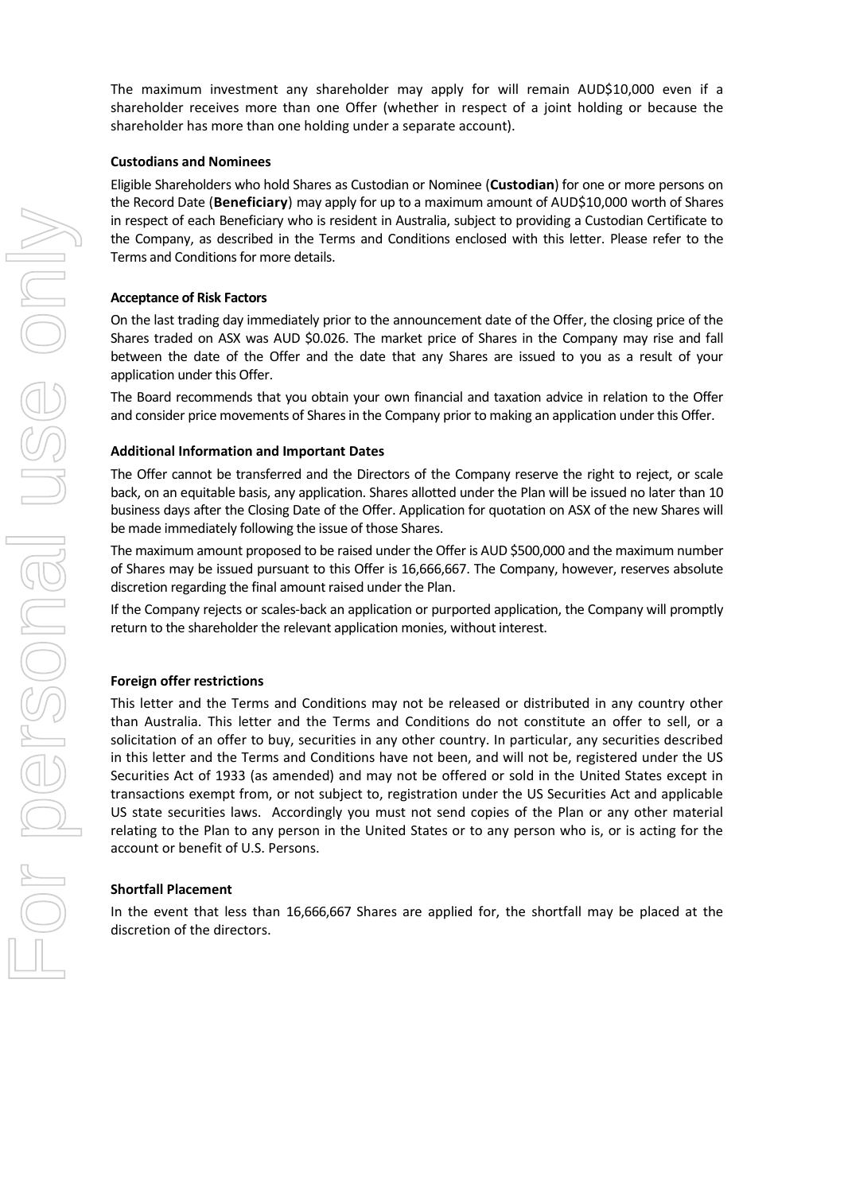The maximum investment any shareholder may apply for will remain AUD$10,000 even if a shareholder receives more than one Offer (whether in respect of a joint holding or because the shareholder has more than one holding under a separate account).

**Custodians and Nominees**

Eligible Shareholders who hold Shares as Custodian or Nominee (**Custodian**) for one or more persons on the Record Date (**Beneficiary**) may apply for up to a maximum amount of AUD$10,000 worth of Shares in respect of each Beneficiary who is resident in Australia, subject to providing a Custodian Certificate to the Company, as described in the Terms and Conditions enclosed with this letter. Please refer to the Terms and Conditions for more details.

**Acceptance of Risk Factors**

On the last trading day immediately prior to the announcement date of the Offer, the closing price of the Shares traded on ASX was AUD $0.026. The market price of Shares in the Company may rise and fall between the date of the Offer and the date that any Shares are issued to you as a result of your application under this Offer.

The Board recommends that you obtain your own financial and taxation advice in relation to the Offer and consider price movements of Shares in the Company prior to making an application under this Offer.

**Additional Information and Important Dates**

The Offer cannot be transferred and the Directors of the Company reserve the right to reject, or scale back, on an equitable basis, any application. Shares allotted under the Plan will be issued no later than 10 business days after the Closing Date of the Offer. Application for quotation on ASX of the new Shares will be made immediately following the issue of those Shares.

The maximum amount proposed to be raised under the Offer is AUD $500,000 and the maximum number of Shares may be issued pursuant to this Offer is 16,666,667. The Company, however, reserves absolute discretion regarding the final amount raised under the Plan.

If the Company rejects or scales-back an application or purported application, the Company will promptly return to the shareholder the relevant application monies, without interest.

**Foreign offer restrictions**

This letter and the Terms and Conditions may not be released or distributed in any country other than Australia. This letter and the Terms and Conditions do not constitute an offer to sell, or a solicitation of an offer to buy, securities in any other country. In particular, any securities described in this letter and the Terms and Conditions have not been, and will not be, registered under the US Securities Act of 1933 (as amended) and may not be offered or sold in the United States except in transactions exempt from, or not subject to, registration under the US Securities Act and applicable US state securities laws. Accordingly you must not send copies of the Plan or any other material relating to the Plan to any person in the United States or to any person who is, or is acting for the account or benefit of U.S. Persons.

**Shortfall Placement**

In the event that less than 16,666,667 Shares are applied for, the shortfall may be placed at the discretion of the directors.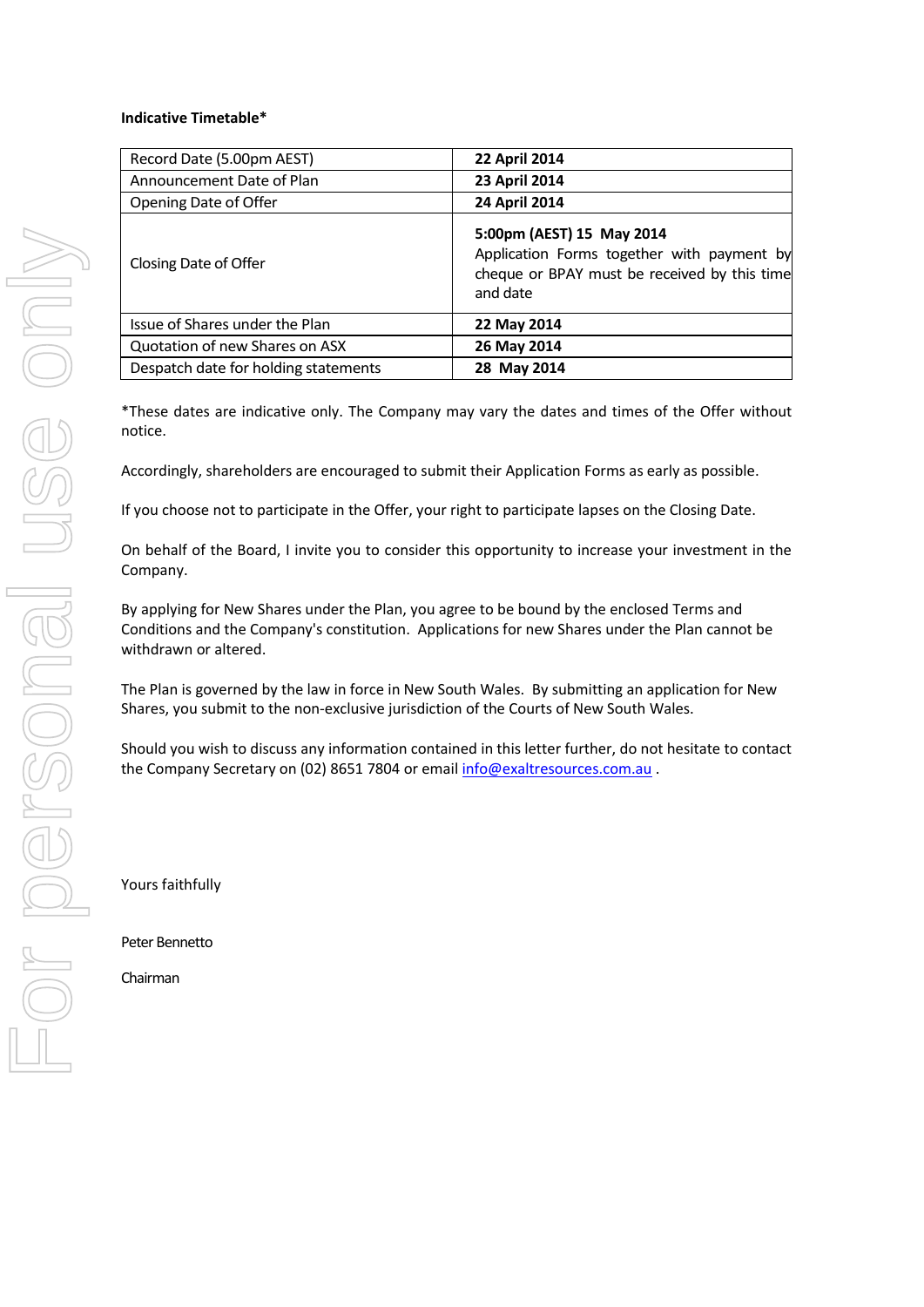**Indicative Timetable***

| Record Date (5.00pm AEST) | **22 April 2014** |
|---|---|
| Announcement Date of Plan | **23 April 2014** |
| Opening Date of Offer | **24 April 2014** |
| Closing Date of Offer | **5:00pm (AEST) 15 May 2014** Application Forms together with payment by cheque or BPAY must be received by this time and date |
| Issue of Shares under the Plan | **22 May 2014** |
| Quotation of new Shares on ASX | **26 May 2014** |
| Despatch date for holding statements | **28 May 2014** |

*These dates are indicative only. The Company may vary the dates and times of the Offer without notice.

Accordingly, shareholders are encouraged to submit their Application Forms as early as possible.

If you choose not to participate in the Offer, your right to participate lapses on the Closing Date.

On behalf of the Board, I invite you to consider this opportunity to increase your investment in the Company.

By applying for New Shares under the Plan, you agree to be bound by the enclosed Terms and Conditions and the Company's constitution. Applications for new Shares under the Plan cannot be withdrawn or altered.

The Plan is governed by the law in force in New South Wales. By submitting an application for New Shares, you submit to the non-exclusive jurisdiction of the Courts of New South Wales.

Should you wish to discuss any information contained in this letter further, do not hesitate to contact the Company Secretary on (02) 8651 7804 or email info@exaltresources.com.au .

Yours faithfully

Peter Bennetto

Chairman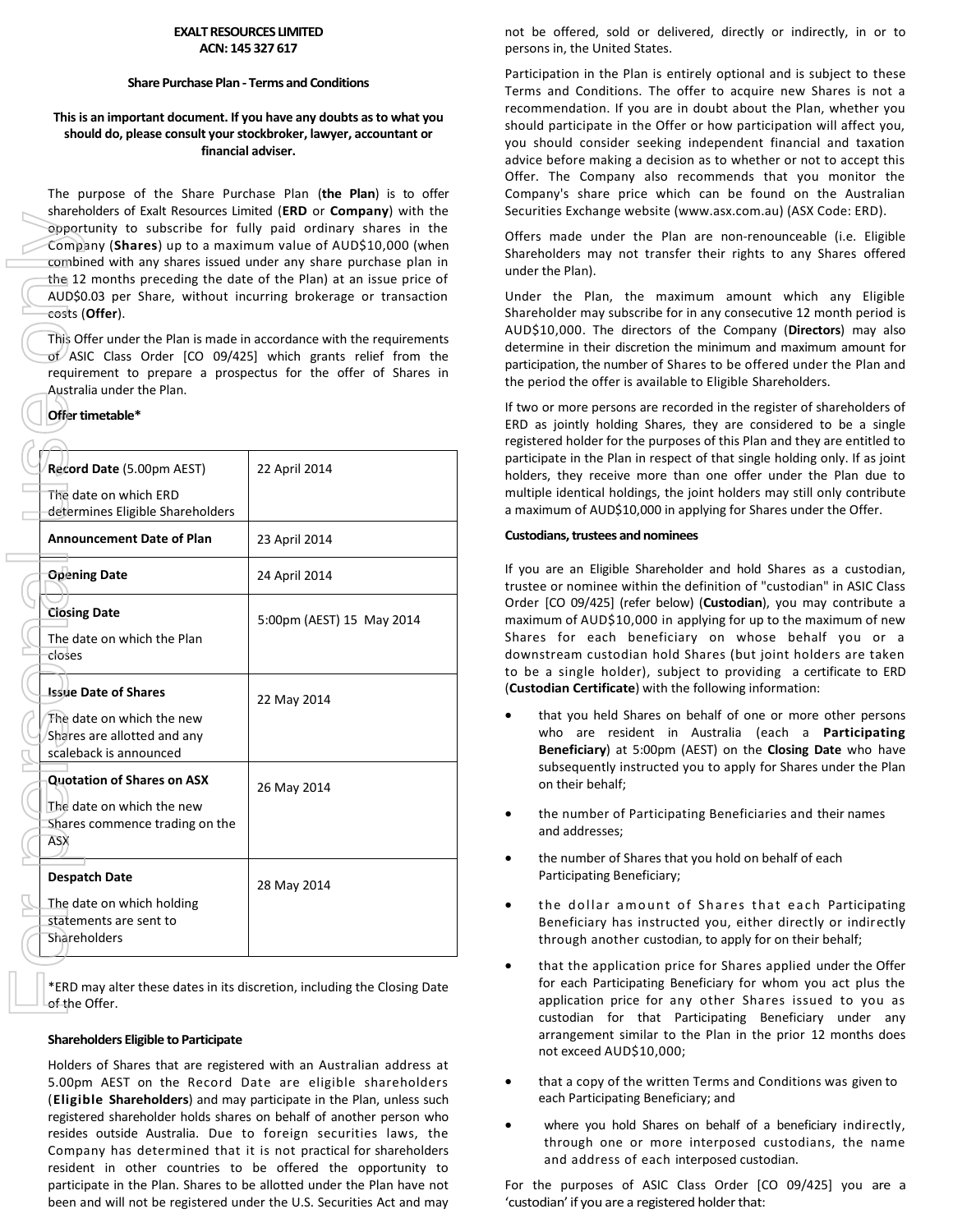**EXALT RESOURCES LIMITED**
**ACN: 145 327 617**

**Share Purchase Plan - Terms and Conditions**

**This is an important document. If you have any doubts as to what you should do, please consult your stockbroker, lawyer, accountant or financial adviser.**

The purpose of the Share Purchase Plan (**the Plan**) is to offer shareholders of Exalt Resources Limited (**ERD** or **Company**) with the opportunity to subscribe for fully paid ordinary shares in the Company (**Shares**) up to a maximum value of AUD$10,000 (when combined with any shares issued under any share purchase plan in the 12 months preceding the date of the Plan) at an issue price of AUD$0.03 per Share, without incurring brokerage or transaction costs (**Offer**).

This Offer under the Plan is made in accordance with the requirements of ASIC Class Order [CO 09/425] which grants relief from the requirement to prepare a prospectus for the offer of Shares in Australia under the Plan.

**Offer timetable***

| | |
|---|---|
| **Record Date** (5.00pm AEST)<br>The date on which ERD determines Eligible Shareholders | 22 April 2014 |
| **Announcement Date of Plan** | 23 April 2014 |
| **Opening Date** | 24 April 2014 |
| **Closing Date**<br>The date on which the Plan closes | 5:00pm (AEST) 15 May 2014 |
| **Issue Date of Shares**<br>The date on which the new Shares are allotted and any scaleback is announced | 22 May 2014 |
| **Quotation of Shares on ASX**<br>The date on which the new Shares commence trading on the ASX | 26 May 2014 |
| **Despatch Date**<br>The date on which holding statements are sent to Shareholders | 28 May 2014 |

*ERD may alter these dates in its discretion, including the Closing Date of the Offer.

**Shareholders Eligible to Participate**

Holders of Shares that are registered with an Australian address at 5.00pm AEST on the Record Date are eligible shareholders (**Eligible Shareholders**) and may participate in the Plan, unless such registered shareholder holds shares on behalf of another person who resides outside Australia. Due to foreign securities laws, the Company has determined that it is not practical for shareholders resident in other countries to be offered the opportunity to participate in the Plan. Shares to be allotted under the Plan have not been and will not be registered under the U.S. Securities Act and may not be offered, sold or delivered, directly or indirectly, in or to persons in, the United States.

Participation in the Plan is entirely optional and is subject to these Terms and Conditions. The offer to acquire new Shares is not a recommendation. If you are in doubt about the Plan, whether you should participate in the Offer or how participation will affect you, you should consider seeking independent financial and taxation advice before making a decision as to whether or not to accept this Offer. The Company also recommends that you monitor the Company's share price which can be found on the Australian Securities Exchange website (www.asx.com.au) (ASX Code: ERD).

Offers made under the Plan are non-renounceable (i.e. Eligible Shareholders may not transfer their rights to any Shares offered under the Plan).

Under the Plan, the maximum amount which any Eligible Shareholder may subscribe for in any consecutive 12 month period is AUD$10,000. The directors of the Company (**Directors**) may also determine in their discretion the minimum and maximum amount for participation, the number of Shares to be offered under the Plan and the period the offer is available to Eligible Shareholders.

If two or more persons are recorded in the register of shareholders of ERD as jointly holding Shares, they are considered to be a single registered holder for the purposes of this Plan and they are entitled to participate in the Plan in respect of that single holding only. If as joint holders, they receive more than one offer under the Plan due to multiple identical holdings, the joint holders may still only contribute a maximum of AUD$10,000 in applying for Shares under the Offer.

**Custodians, trustees and nominees**

If you are an Eligible Shareholder and hold Shares as a custodian, trustee or nominee within the definition of "custodian" in ASIC Class Order [CO 09/425] (refer below) (**Custodian**), you may contribute a maximum of AUD$10,000 in applying for up to the maximum of new Shares for each beneficiary on whose behalf you or a downstream custodian hold Shares (but joint holders are taken to be a single holder), subject to providing a certificate to ERD (**Custodian Certificate**) with the following information:

- that you held Shares on behalf of one or more other persons who are resident in Australia (each a **Participating Beneficiary**) at 5:00pm (AEST) on the **Closing Date** who have subsequently instructed you to apply for Shares under the Plan on their behalf;
- the number of Participating Beneficiaries and their names and addresses;
- the number of Shares that you hold on behalf of each Participating Beneficiary;
- the dollar amount of Shares that each Participating Beneficiary has instructed you, either directly or indirectly through another custodian, to apply for on their behalf;
- that the application price for Shares applied under the Offer for each Participating Beneficiary for whom you act plus the application price for any other Shares issued to you as custodian for that Participating Beneficiary under any arrangement similar to the Plan in the prior 12 months does not exceed AUD$10,000;
- that a copy of the written Terms and Conditions was given to each Participating Beneficiary; and
- where you hold Shares on behalf of a beneficiary indirectly, through one or more interposed custodians, the name and address of each interposed custodian.

For the purposes of ASIC Class Order [CO 09/425] you are a 'custodian' if you are a registered holder that: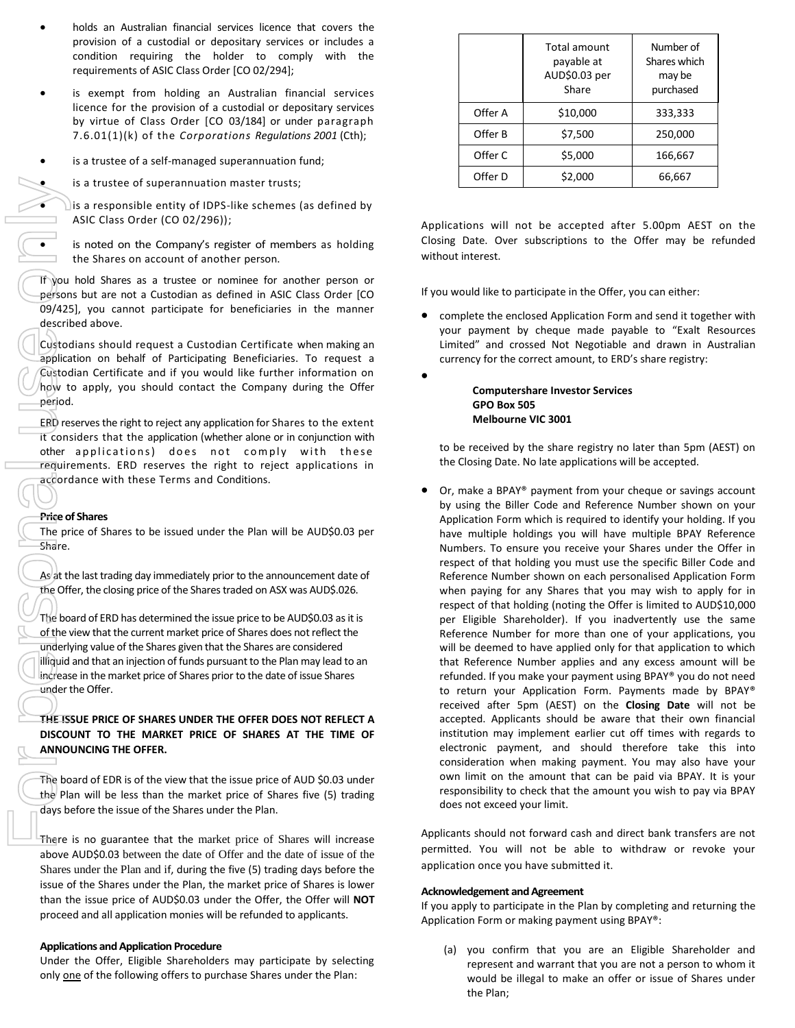- holds an Australian financial services licence that covers the provision of a custodial or depositary services or includes a condition requiring the holder to comply with the requirements of ASIC Class Order [CO 02/294];
- is exempt from holding an Australian financial services licence for the provision of a custodial or depositary services by virtue of Class Order [CO 03/184] or under paragraph 7.6.01(1)(k) of the *Corporations Regulations 2001* (Cth);
- is a trustee of a self-managed superannuation fund;
- is a trustee of superannuation master trusts;
- is a responsible entity of IDPS-like schemes (as defined by ASIC Class Order (CO 02/296));
- is noted on the Company's register of members as holding the Shares on account of another person.

If you hold Shares as a trustee or nominee for another person or persons but are not a Custodian as defined in ASIC Class Order [CO 09/425], you cannot participate for beneficiaries in the manner described above.

Custodians should request a Custodian Certificate when making an application on behalf of Participating Beneficiaries. To request a Custodian Certificate and if you would like further information on how to apply, you should contact the Company during the Offer period.

ERD reserves the right to reject any application for Shares to the extent it considers that the application (whether alone or in conjunction with other applications) does not comply with these requirements. ERD reserves the right to reject applications in accordance with these Terms and Conditions.

**Price of Shares**

The price of Shares to be issued under the Plan will be AUD$0.03 per Share.

As at the last trading day immediately prior to the announcement date of the Offer, the closing price of the Shares traded on ASX was AUD$.026.

The board of ERD has determined the issue price to be AUD$0.03 as it is of the view that the current market price of Shares does not reflect the underlying value of the Shares given that the Shares are considered illiquid and that an injection of funds pursuant to the Plan may lead to an increase in the market price of Shares prior to the date of issue Shares under the Offer.

**THE ISSUE PRICE OF SHARES UNDER THE OFFER DOES NOT REFLECT A DISCOUNT TO THE MARKET PRICE OF SHARES AT THE TIME OF ANNOUNCING THE OFFER.**

The board of EDR is of the view that the issue price of AUD $0.03 under the Plan will be less than the market price of Shares five (5) trading days before the issue of the Shares under the Plan.

There is no guarantee that the market price of Shares will increase above AUD$0.03 between the date of Offer and the date of issue of the Shares under the Plan and if, during the five (5) trading days before the issue of the Shares under the Plan, the market price of Shares is lower than the issue price of AUD$0.03 under the Offer, the Offer will **NOT** proceed and all application monies will be refunded to applicants.

**Applications and Application Procedure**

Under the Offer, Eligible Shareholders may participate by selecting only one of the following offers to purchase Shares under the Plan:

| | Total amount payable at AUD$0.03 per Share | Number of Shares which may be purchased |
|---|---|---|
| Offer A | $10,000 | 333,333 |
| Offer B | $7,500 | 250,000 |
| Offer C | $5,000 | 166,667 |
| Offer D | $2,000 | 66,667 |

Applications will not be accepted after 5.00pm AEST on the Closing Date. Over subscriptions to the Offer may be refunded without interest.

If you would like to participate in the Offer, you can either:

- complete the enclosed Application Form and send it together with your payment by cheque made payable to "Exalt Resources Limited" and crossed Not Negotiable and drawn in Australian currency for the correct amount, to ERD's share registry:

  **Computershare Investor Services**
  **GPO Box 505**
  **Melbourne VIC 3001**

  to be received by the share registry no later than 5pm (AEST) on the Closing Date. No late applications will be accepted.

- Or, make a BPAY® payment from your cheque or savings account by using the Biller Code and Reference Number shown on your Application Form which is required to identify your holding. If you have multiple holdings you will have multiple BPAY Reference Numbers. To ensure you receive your Shares under the Offer in respect of that holding you must use the specific Biller Code and Reference Number shown on each personalised Application Form when paying for any Shares that you may wish to apply for in respect of that holding (noting the Offer is limited to AUD$10,000 per Eligible Shareholder). If you inadvertently use the same Reference Number for more than one of your applications, you will be deemed to have applied only for that application to which that Reference Number applies and any excess amount will be refunded. If you make your payment using BPAY® you do not need to return your Application Form. Payments made by BPAY® received after 5pm (AEST) on the **Closing Date** will not be accepted. Applicants should be aware that their own financial institution may implement earlier cut off times with regards to electronic payment, and should therefore take this into consideration when making payment. You may also have your own limit on the amount that can be paid via BPAY. It is your responsibility to check that the amount you wish to pay via BPAY does not exceed your limit.

Applicants should not forward cash and direct bank transfers are not permitted. You will not be able to withdraw or revoke your application once you have submitted it.

**Acknowledgement and Agreement**

If you apply to participate in the Plan by completing and returning the Application Form or making payment using BPAY®:

(a) you confirm that you are an Eligible Shareholder and represent and warrant that you are not a person to whom it would be illegal to make an offer or issue of Shares under the Plan;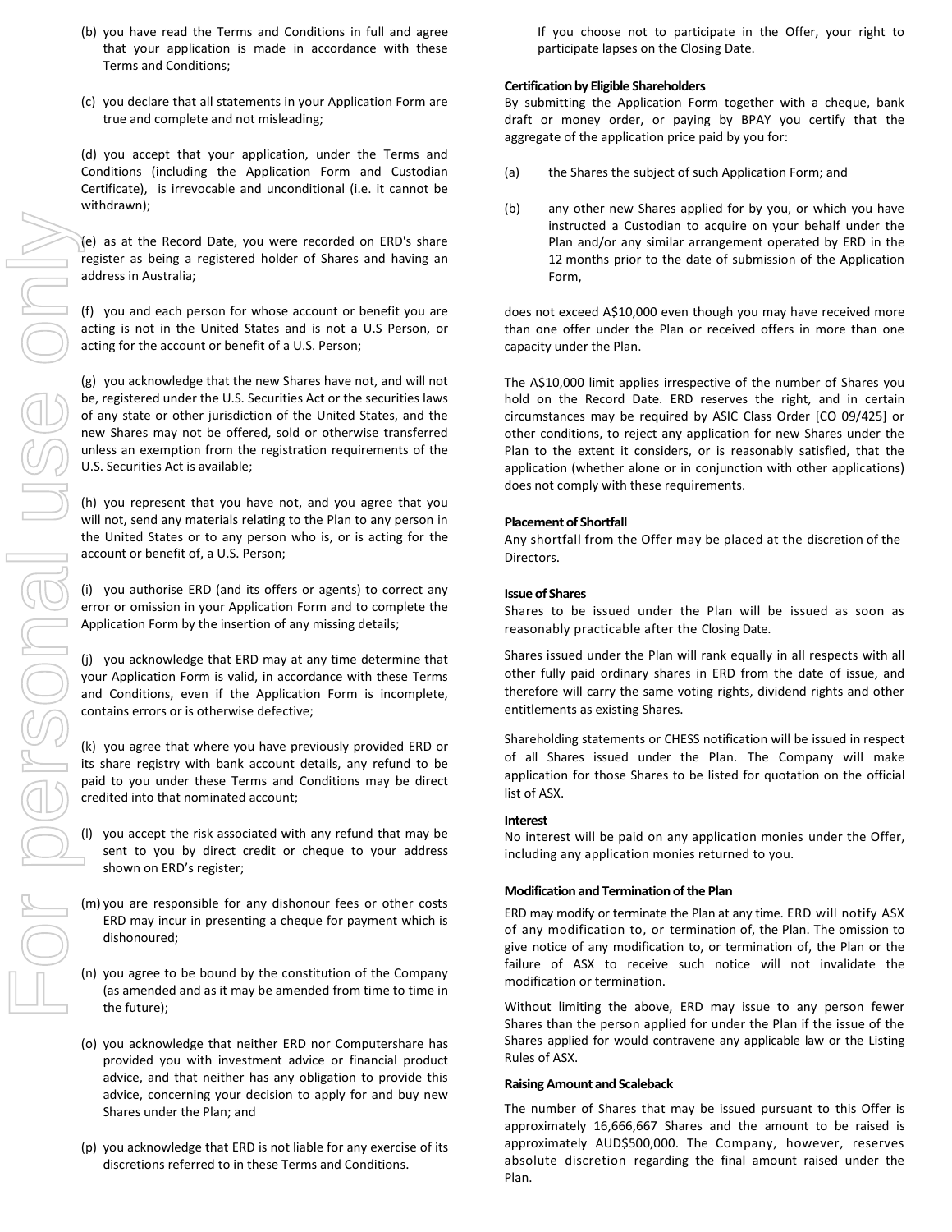(b) you have read the Terms and Conditions in full and agree that your application is made in accordance with these Terms and Conditions;

(c) you declare that all statements in your Application Form are true and complete and not misleading;

(d) you accept that your application, under the Terms and Conditions (including the Application Form and Custodian Certificate), is irrevocable and unconditional (i.e. it cannot be withdrawn);

(e) as at the Record Date, you were recorded on ERD's share register as being a registered holder of Shares and having an address in Australia;

(f) you and each person for whose account or benefit you are acting is not in the United States and is not a U.S Person, or acting for the account or benefit of a U.S. Person;

(g) you acknowledge that the new Shares have not, and will not be, registered under the U.S. Securities Act or the securities laws of any state or other jurisdiction of the United States, and the new Shares may not be offered, sold or otherwise transferred unless an exemption from the registration requirements of the U.S. Securities Act is available;

(h) you represent that you have not, and you agree that you will not, send any materials relating to the Plan to any person in the United States or to any person who is, or is acting for the account or benefit of, a U.S. Person;

(i) you authorise ERD (and its offers or agents) to correct any error or omission in your Application Form and to complete the Application Form by the insertion of any missing details;

(j) you acknowledge that ERD may at any time determine that your Application Form is valid, in accordance with these Terms and Conditions, even if the Application Form is incomplete, contains errors or is otherwise defective;

(k) you agree that where you have previously provided ERD or its share registry with bank account details, any refund to be paid to you under these Terms and Conditions may be direct credited into that nominated account;

(l) you accept the risk associated with any refund that may be sent to you by direct credit or cheque to your address shown on ERD's register;

(m) you are responsible for any dishonour fees or other costs ERD may incur in presenting a cheque for payment which is dishonoured;

(n) you agree to be bound by the constitution of the Company (as amended and as it may be amended from time to time in the future);

(o) you acknowledge that neither ERD nor Computershare has provided you with investment advice or financial product advice, and that neither has any obligation to provide this advice, concerning your decision to apply for and buy new Shares under the Plan; and

(p) you acknowledge that ERD is not liable for any exercise of its discretions referred to in these Terms and Conditions.

If you choose not to participate in the Offer, your right to participate lapses on the Closing Date.

**Certification by Eligible Shareholders**

By submitting the Application Form together with a cheque, bank draft or money order, or paying by BPAY you certify that the aggregate of the application price paid by you for:

(a) the Shares the subject of such Application Form; and

(b) any other new Shares applied for by you, or which you have instructed a Custodian to acquire on your behalf under the Plan and/or any similar arrangement operated by ERD in the 12 months prior to the date of submission of the Application Form,

does not exceed A$10,000 even though you may have received more than one offer under the Plan or received offers in more than one capacity under the Plan.

The A$10,000 limit applies irrespective of the number of Shares you hold on the Record Date. ERD reserves the right, and in certain circumstances may be required by ASIC Class Order [CO 09/425] or other conditions, to reject any application for new Shares under the Plan to the extent it considers, or is reasonably satisfied, that the application (whether alone or in conjunction with other applications) does not comply with these requirements.

**Placement of Shortfall**

Any shortfall from the Offer may be placed at the discretion of the Directors.

**Issue of Shares**

Shares to be issued under the Plan will be issued as soon as reasonably practicable after the Closing Date.

Shares issued under the Plan will rank equally in all respects with all other fully paid ordinary shares in ERD from the date of issue, and therefore will carry the same voting rights, dividend rights and other entitlements as existing Shares.

Shareholding statements or CHESS notification will be issued in respect of all Shares issued under the Plan. The Company will make application for those Shares to be listed for quotation on the official list of ASX.

**Interest**

No interest will be paid on any application monies under the Offer, including any application monies returned to you.

**Modification and Termination of the Plan**

ERD may modify or terminate the Plan at any time. ERD will notify ASX of any modification to, or termination of, the Plan. The omission to give notice of any modification to, or termination of, the Plan or the failure of ASX to receive such notice will not invalidate the modification or termination.

Without limiting the above, ERD may issue to any person fewer Shares than the person applied for under the Plan if the issue of the Shares applied for would contravene any applicable law or the Listing Rules of ASX.

**Raising Amount and Scaleback**

The number of Shares that may be issued pursuant to this Offer is approximately 16,666,667 Shares and the amount to be raised is approximately AUD$500,000. The Company, however, reserves absolute discretion regarding the final amount raised under the Plan.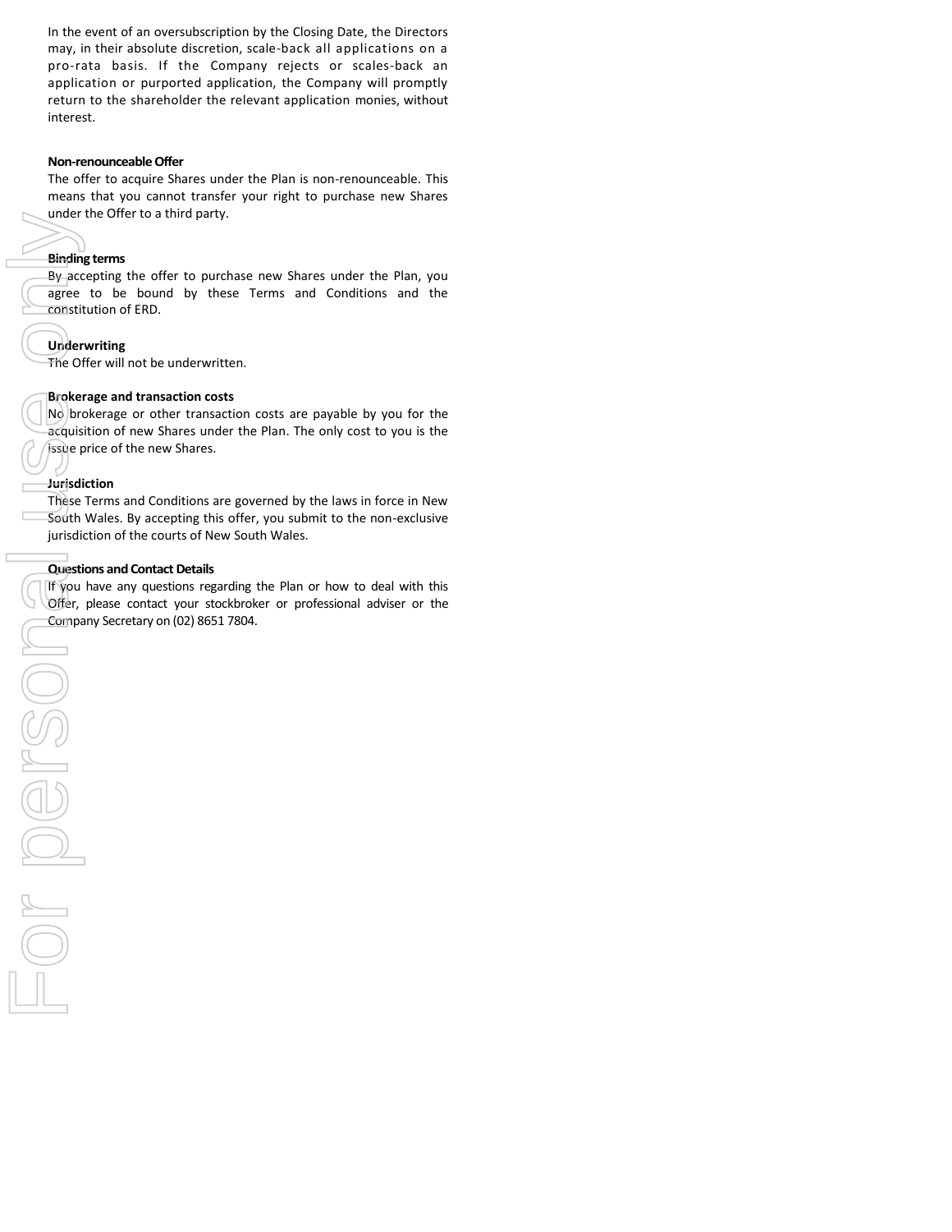In the event of an oversubscription by the Closing Date, the Directors may, in their absolute discretion, scale-back all applications on a pro-rata basis. If the Company rejects or scales-back an application or purported application, the Company will promptly return to the shareholder the relevant application monies, without interest.

**Non-renounceable Offer**

The offer to acquire Shares under the Plan is non-renounceable. This means that you cannot transfer your right to purchase new Shares under the Offer to a third party.

**Binding terms**

By accepting the offer to purchase new Shares under the Plan, you agree to be bound by these Terms and Conditions and the constitution of ERD.

**Underwriting**

The Offer will not be underwritten.

**Brokerage and transaction costs**

No brokerage or other transaction costs are payable by you for the acquisition of new Shares under the Plan. The only cost to you is the issue price of the new Shares.

**Jurisdiction**

These Terms and Conditions are governed by the laws in force in New South Wales. By accepting this offer, you submit to the non-exclusive jurisdiction of the courts of New South Wales.

**Questions and Contact Details**

If you have any questions regarding the Plan or how to deal with this Offer, please contact your stockbroker or professional adviser or the Company Secretary on (02) 8651 7804.